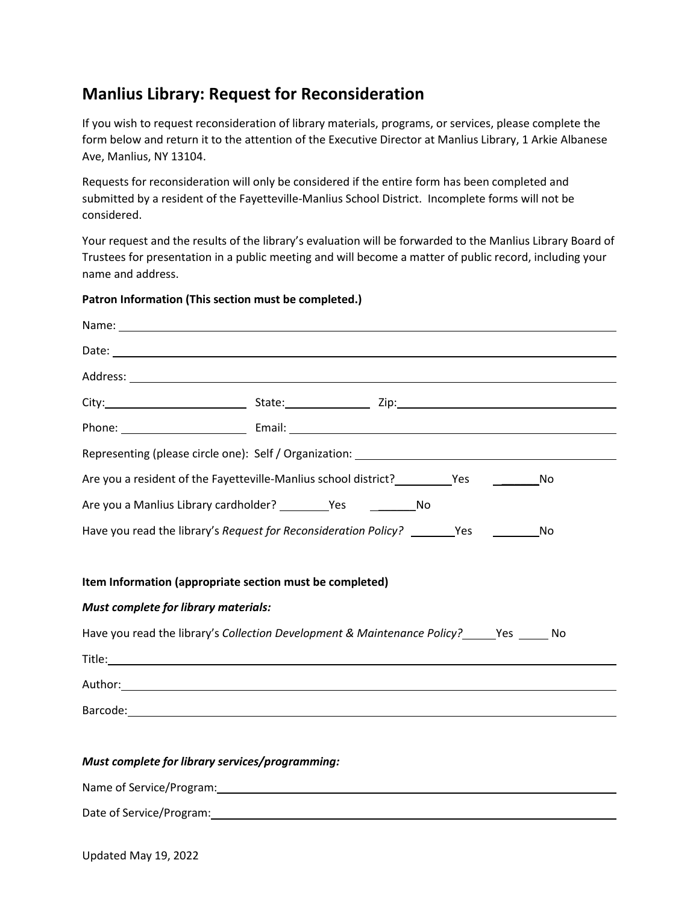# Manlius Library: Request for Reconsideration

If you wish to request reconsideration of library materials, programs, or services, please complete the form below and return it to the attention of the Executive Director at Manlius Library, 1 Arkie Albanese Ave, Manlius, NY 13104.

Requests for reconsideration will only be considered if the entire form has been completed and submitted by a resident of the Fayetteville-Manlius School District. Incomplete forms will not be considered.

Your request and the results of the library's evaluation will be forwarded to the Manlius Library Board of Trustees for presentation in a public meeting and will become a matter of public record, including your name and address.

**Patron Information (This section must be completed.)**

Name: ______________________________________________

Date: ______________________________________________

Address: ______________________________________________

City: ____________________ State: ____________ Zip: ____________________

Phone: ________________ Email: ______________________________

Representing (please circle one): Self / Organization: ______________________

Are you a resident of the Fayetteville-Manlius school district? ________Yes ________No

Are you a Manlius Library cardholder? ________Yes ________No

Have you read the library's *Request for Reconsideration Policy?* ________Yes ________No

**Item Information (appropriate section must be completed)**

***Must complete for library materials:***

Have you read the library's *Collection Development & Maintenance Policy?* _____Yes _____ No

Title: ______________________________________________

Author: ______________________________________________

Barcode: ______________________________________________

***Must complete for library services/programming:***

Name of Service/Program: ______________________________________________

Date of Service/Program: ______________________________________________

Updated May 19, 2022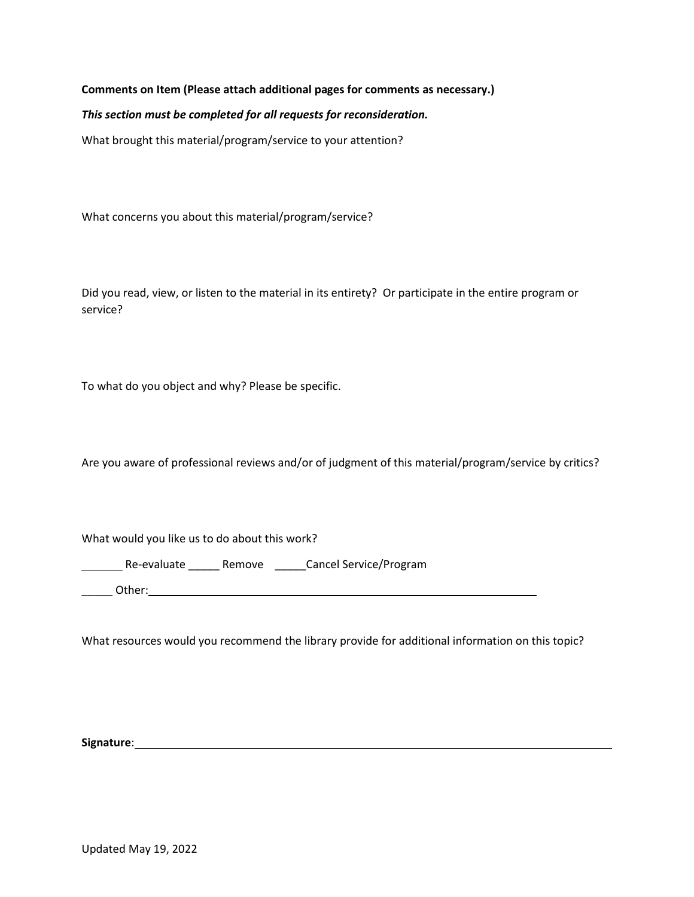**Comments on Item (Please attach additional pages for comments as necessary.)**

***This section must be completed for all requests for reconsideration.***

What brought this material/program/service to your attention?

What concerns you about this material/program/service?

Did you read, view, or listen to the material in its entirety? Or participate in the entire program or service?

To what do you object and why? Please be specific.

Are you aware of professional reviews and/or of judgment of this material/program/service by critics?

What would you like us to do about this work?

_______ Re-evaluate _____ Remove _____Cancel Service/Program

_____ Other: ____________________________________________________________________

What resources would you recommend the library provide for additional information on this topic?

**Signature**: ________________________________________________________________________

Updated May 19, 2022